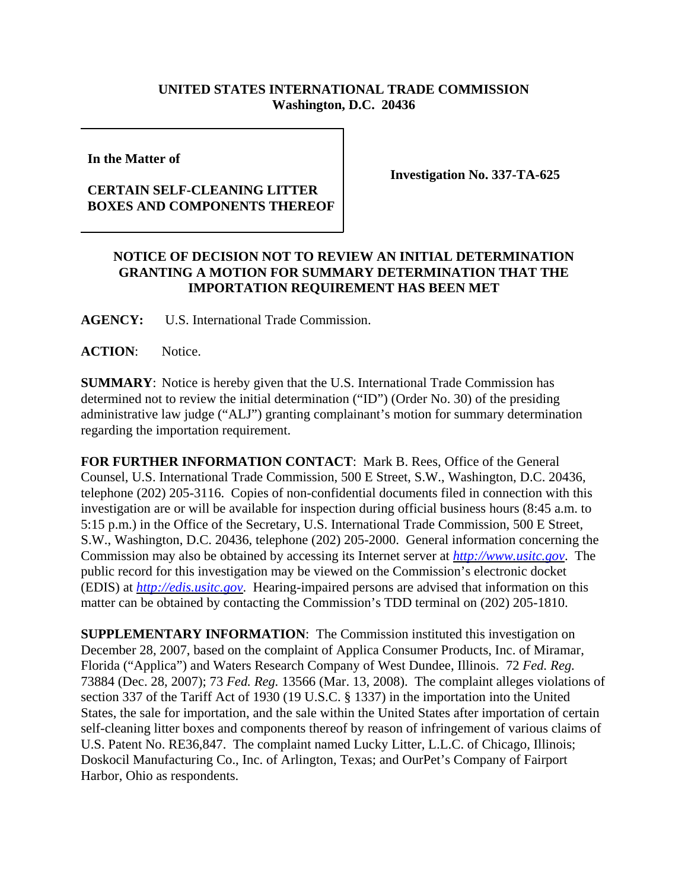**UNITED STATES INTERNATIONAL TRADE COMMISSION**
**Washington, D.C. 20436**

**In the Matter of**

**CERTAIN SELF-CLEANING LITTER BOXES AND COMPONENTS THEREOF**

**Investigation No. 337-TA-625**

**NOTICE OF DECISION NOT TO REVIEW AN INITIAL DETERMINATION GRANTING A MOTION FOR SUMMARY DETERMINATION THAT THE IMPORTATION REQUIREMENT HAS BEEN MET**

**AGENCY:** U.S. International Trade Commission.

**ACTION**: Notice.

**SUMMARY**: Notice is hereby given that the U.S. International Trade Commission has determined not to review the initial determination ("ID") (Order No. 30) of the presiding administrative law judge ("ALJ") granting complainant's motion for summary determination regarding the importation requirement.

**FOR FURTHER INFORMATION CONTACT**: Mark B. Rees, Office of the General Counsel, U.S. International Trade Commission, 500 E Street, S.W., Washington, D.C. 20436, telephone (202) 205-3116. Copies of non-confidential documents filed in connection with this investigation are or will be available for inspection during official business hours (8:45 a.m. to 5:15 p.m.) in the Office of the Secretary, U.S. International Trade Commission, 500 E Street, S.W., Washington, D.C. 20436, telephone (202) 205-2000. General information concerning the Commission may also be obtained by accessing its Internet server at *http://www.usitc.gov*. The public record for this investigation may be viewed on the Commission's electronic docket (EDIS) at *http://edis.usitc.gov*. Hearing-impaired persons are advised that information on this matter can be obtained by contacting the Commission's TDD terminal on (202) 205-1810.

**SUPPLEMENTARY INFORMATION**: The Commission instituted this investigation on December 28, 2007, based on the complaint of Applica Consumer Products, Inc. of Miramar, Florida ("Applica") and Waters Research Company of West Dundee, Illinois. 72 *Fed. Reg.* 73884 (Dec. 28, 2007); 73 *Fed. Reg.* 13566 (Mar. 13, 2008). The complaint alleges violations of section 337 of the Tariff Act of 1930 (19 U.S.C. § 1337) in the importation into the United States, the sale for importation, and the sale within the United States after importation of certain self-cleaning litter boxes and components thereof by reason of infringement of various claims of U.S. Patent No. RE36,847. The complaint named Lucky Litter, L.L.C. of Chicago, Illinois; Doskocil Manufacturing Co., Inc. of Arlington, Texas; and OurPet's Company of Fairport Harbor, Ohio as respondents.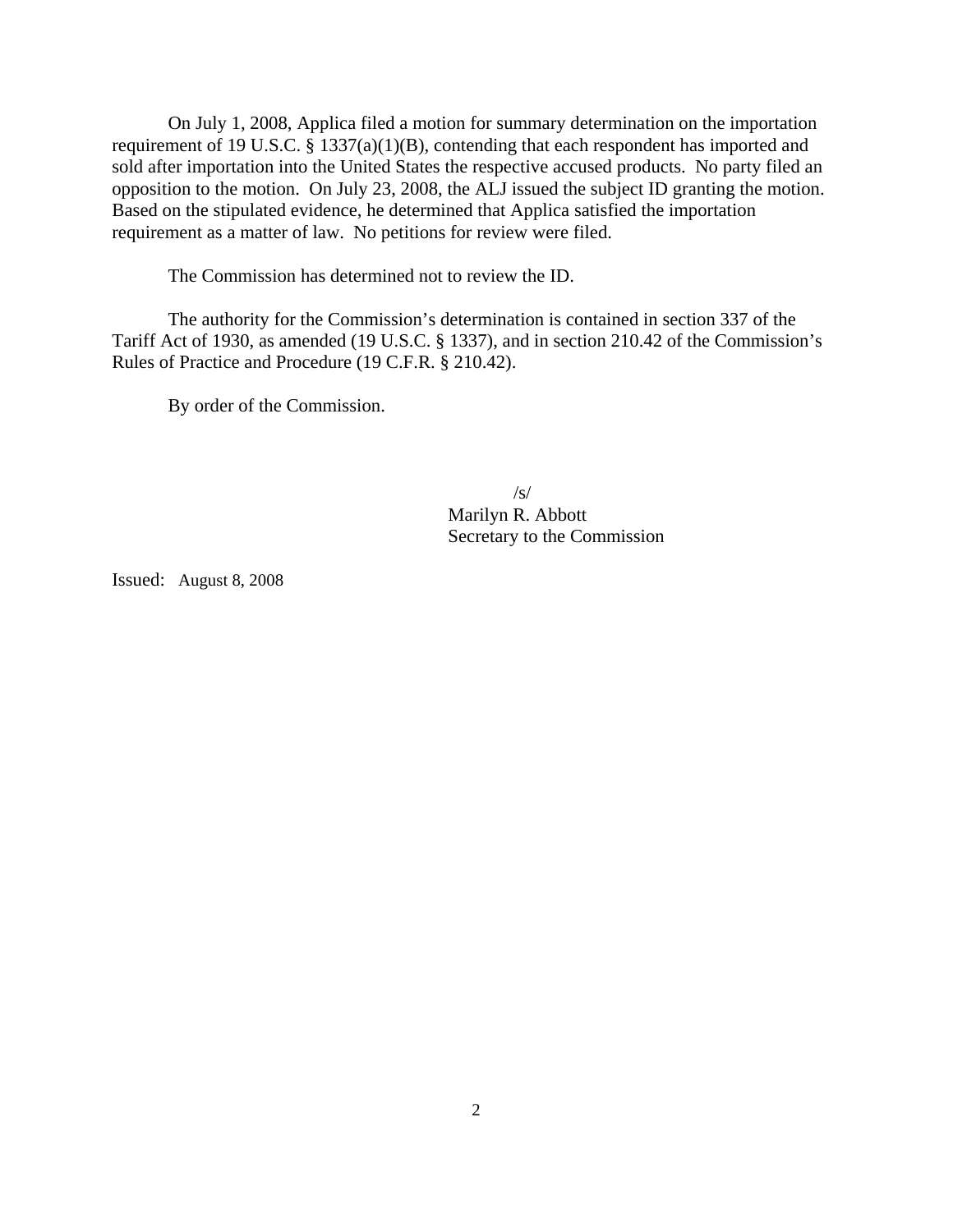On July 1, 2008, Applica filed a motion for summary determination on the importation requirement of 19 U.S.C. § 1337(a)(1)(B), contending that each respondent has imported and sold after importation into the United States the respective accused products. No party filed an opposition to the motion. On July 23, 2008, the ALJ issued the subject ID granting the motion. Based on the stipulated evidence, he determined that Applica satisfied the importation requirement as a matter of law. No petitions for review were filed.

The Commission has determined not to review the ID.

The authority for the Commission's determination is contained in section 337 of the Tariff Act of 1930, as amended (19 U.S.C. § 1337), and in section 210.42 of the Commission's Rules of Practice and Procedure (19 C.F.R. § 210.42).

By order of the Commission.

/s/
Marilyn R. Abbott
Secretary to the Commission

Issued: August 8, 2008